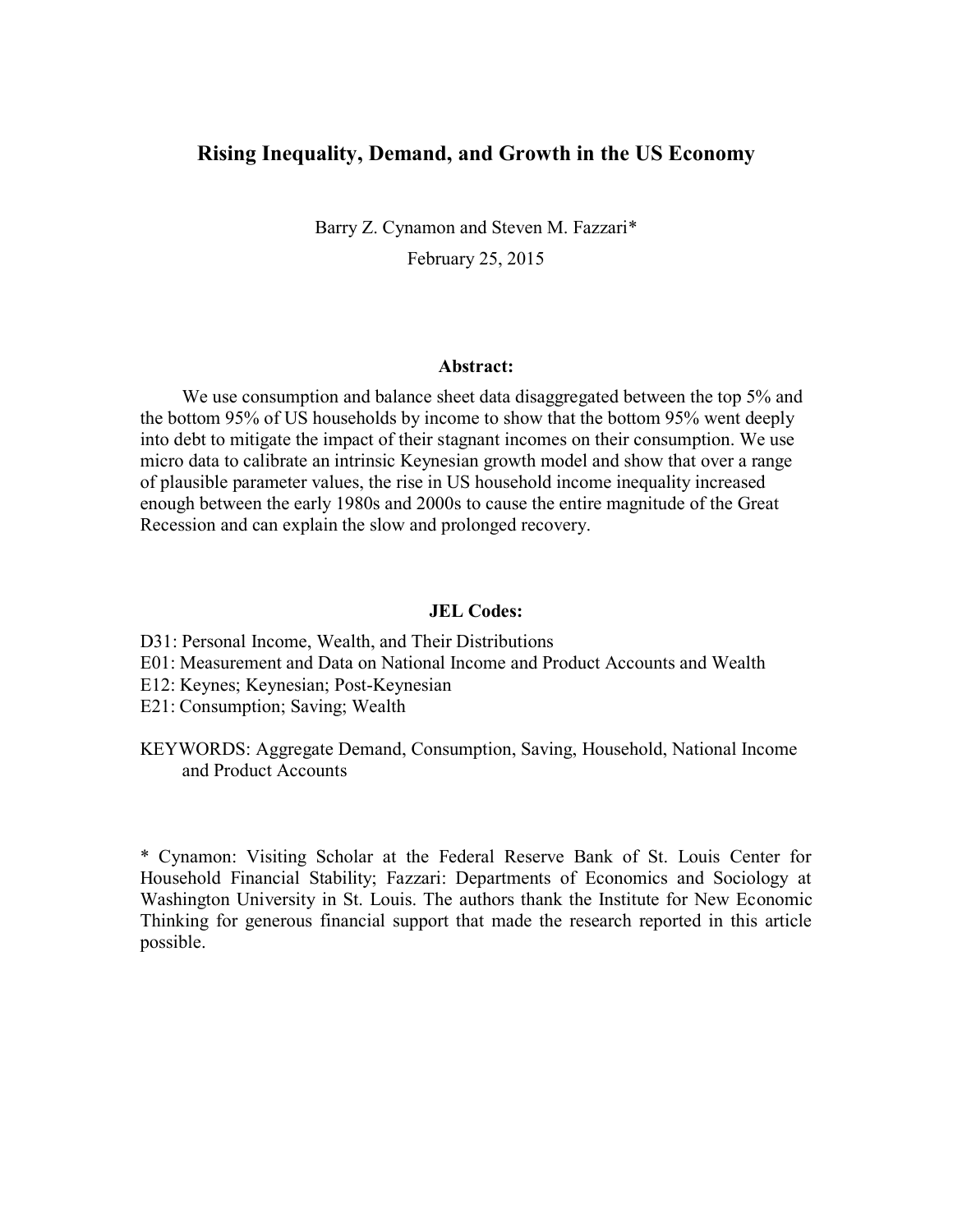# Rising Inequality, Demand, and Growth in the US Economy

Barry Z. Cynamon and Steven M. Fazzari*

February 25, 2015

## Abstract:

We use consumption and balance sheet data disaggregated between the top 5% and the bottom 95% of US households by income to show that the bottom 95% went deeply into debt to mitigate the impact of their stagnant incomes on their consumption. We use micro data to calibrate an intrinsic Keynesian growth model and show that over a range of plausible parameter values, the rise in US household income inequality increased enough between the early 1980s and 2000s to cause the entire magnitude of the Great Recession and can explain the slow and prolonged recovery.

## JEL Codes:

D31: Personal Income, Wealth, and Their Distributions
E01: Measurement and Data on National Income and Product Accounts and Wealth
E12: Keynes; Keynesian; Post-Keynesian
E21: Consumption; Saving; Wealth

KEYWORDS: Aggregate Demand, Consumption, Saving, Household, National Income and Product Accounts

\* Cynamon: Visiting Scholar at the Federal Reserve Bank of St. Louis Center for Household Financial Stability; Fazzari: Departments of Economics and Sociology at Washington University in St. Louis. The authors thank the Institute for New Economic Thinking for generous financial support that made the research reported in this article possible.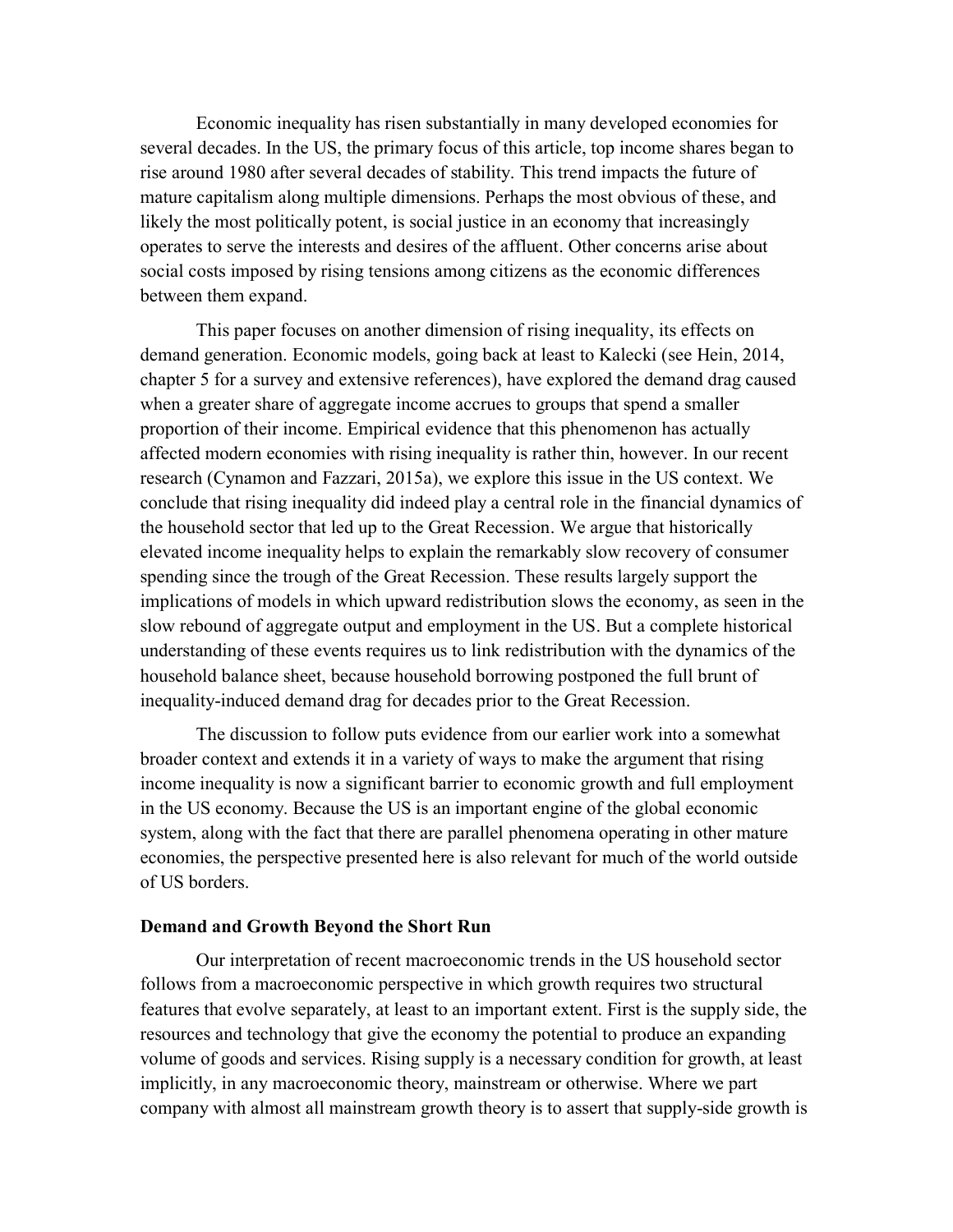Economic inequality has risen substantially in many developed economies for several decades. In the US, the primary focus of this article, top income shares began to rise around 1980 after several decades of stability. This trend impacts the future of mature capitalism along multiple dimensions. Perhaps the most obvious of these, and likely the most politically potent, is social justice in an economy that increasingly operates to serve the interests and desires of the affluent. Other concerns arise about social costs imposed by rising tensions among citizens as the economic differences between them expand.

This paper focuses on another dimension of rising inequality, its effects on demand generation. Economic models, going back at least to Kalecki (see Hein, 2014, chapter 5 for a survey and extensive references), have explored the demand drag caused when a greater share of aggregate income accrues to groups that spend a smaller proportion of their income. Empirical evidence that this phenomenon has actually affected modern economies with rising inequality is rather thin, however. In our recent research (Cynamon and Fazzari, 2015a), we explore this issue in the US context. We conclude that rising inequality did indeed play a central role in the financial dynamics of the household sector that led up to the Great Recession. We argue that historically elevated income inequality helps to explain the remarkably slow recovery of consumer spending since the trough of the Great Recession. These results largely support the implications of models in which upward redistribution slows the economy, as seen in the slow rebound of aggregate output and employment in the US. But a complete historical understanding of these events requires us to link redistribution with the dynamics of the household balance sheet, because household borrowing postponed the full brunt of inequality-induced demand drag for decades prior to the Great Recession.

The discussion to follow puts evidence from our earlier work into a somewhat broader context and extends it in a variety of ways to make the argument that rising income inequality is now a significant barrier to economic growth and full employment in the US economy. Because the US is an important engine of the global economic system, along with the fact that there are parallel phenomena operating in other mature economies, the perspective presented here is also relevant for much of the world outside of US borders.

## Demand and Growth Beyond the Short Run

Our interpretation of recent macroeconomic trends in the US household sector follows from a macroeconomic perspective in which growth requires two structural features that evolve separately, at least to an important extent. First is the supply side, the resources and technology that give the economy the potential to produce an expanding volume of goods and services. Rising supply is a necessary condition for growth, at least implicitly, in any macroeconomic theory, mainstream or otherwise. Where we part company with almost all mainstream growth theory is to assert that supply-side growth is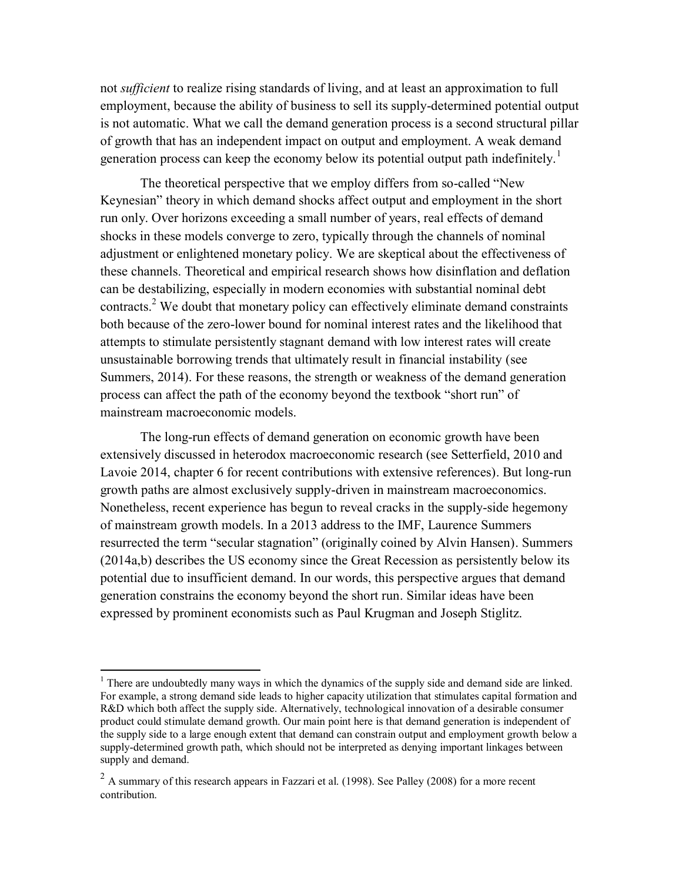not *sufficient* to realize rising standards of living, and at least an approximation to full employment, because the ability of business to sell its supply-determined potential output is not automatic. What we call the demand generation process is a second structural pillar of growth that has an independent impact on output and employment. A weak demand generation process can keep the economy below its potential output path indefinitely.[1]

The theoretical perspective that we employ differs from so-called "New Keynesian" theory in which demand shocks affect output and employment in the short run only. Over horizons exceeding a small number of years, real effects of demand shocks in these models converge to zero, typically through the channels of nominal adjustment or enlightened monetary policy. We are skeptical about the effectiveness of these channels. Theoretical and empirical research shows how disinflation and deflation can be destabilizing, especially in modern economies with substantial nominal debt contracts.[2] We doubt that monetary policy can effectively eliminate demand constraints both because of the zero-lower bound for nominal interest rates and the likelihood that attempts to stimulate persistently stagnant demand with low interest rates will create unsustainable borrowing trends that ultimately result in financial instability (see Summers, 2014). For these reasons, the strength or weakness of the demand generation process can affect the path of the economy beyond the textbook "short run" of mainstream macroeconomic models.

The long-run effects of demand generation on economic growth have been extensively discussed in heterodox macroeconomic research (see Setterfield, 2010 and Lavoie 2014, chapter 6 for recent contributions with extensive references). But long-run growth paths are almost exclusively supply-driven in mainstream macroeconomics. Nonetheless, recent experience has begun to reveal cracks in the supply-side hegemony of mainstream growth models. In a 2013 address to the IMF, Laurence Summers resurrected the term "secular stagnation" (originally coined by Alvin Hansen). Summers (2014a,b) describes the US economy since the Great Recession as persistently below its potential due to insufficient demand. In our words, this perspective argues that demand generation constrains the economy beyond the short run. Similar ideas have been expressed by prominent economists such as Paul Krugman and Joseph Stiglitz.

[1] There are undoubtedly many ways in which the dynamics of the supply side and demand side are linked. For example, a strong demand side leads to higher capacity utilization that stimulates capital formation and R&D which both affect the supply side. Alternatively, technological innovation of a desirable consumer product could stimulate demand growth. Our main point here is that demand generation is independent of the supply side to a large enough extent that demand can constrain output and employment growth below a supply-determined growth path, which should not be interpreted as denying important linkages between supply and demand.

[2] A summary of this research appears in Fazzari et al. (1998). See Palley (2008) for a more recent contribution.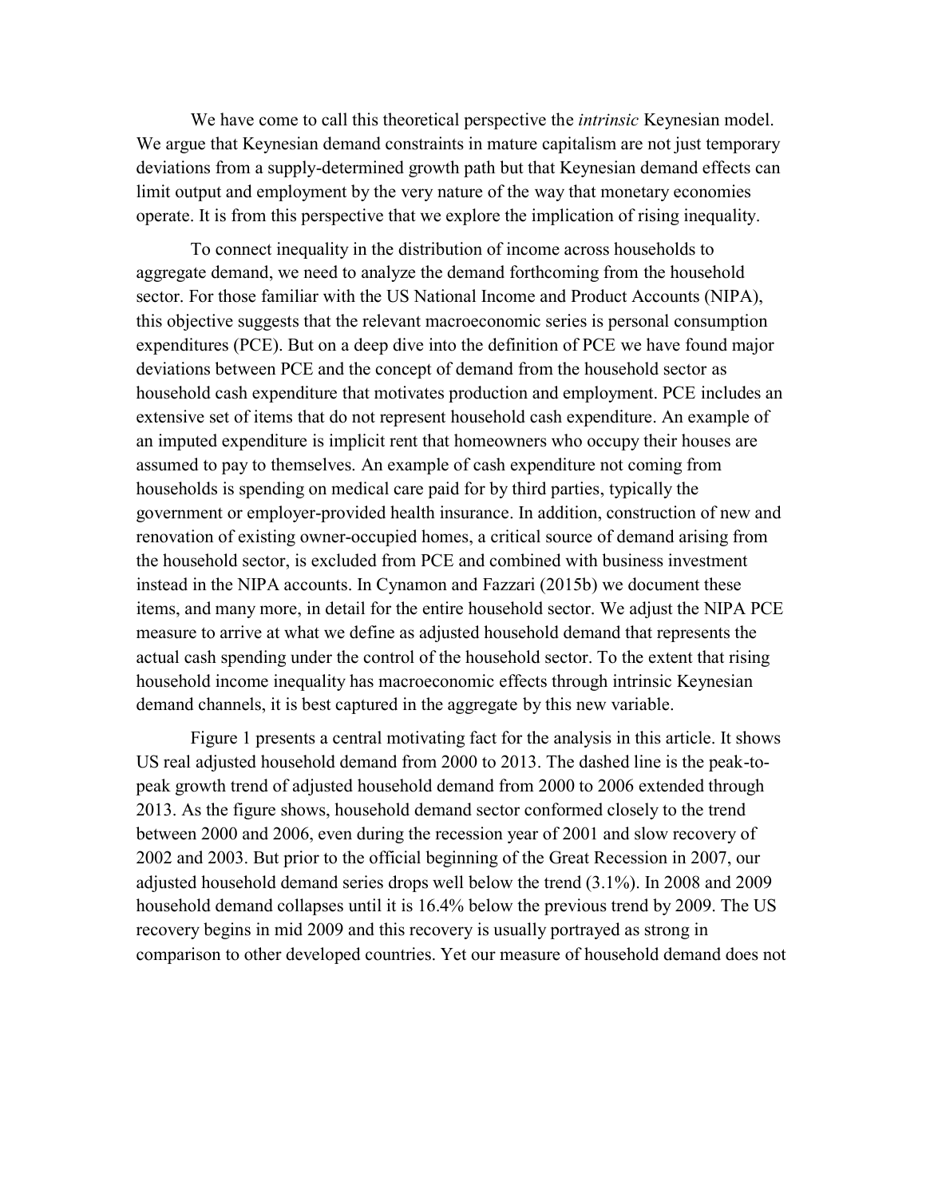We have come to call this theoretical perspective the *intrinsic* Keynesian model. We argue that Keynesian demand constraints in mature capitalism are not just temporary deviations from a supply-determined growth path but that Keynesian demand effects can limit output and employment by the very nature of the way that monetary economies operate. It is from this perspective that we explore the implication of rising inequality.

To connect inequality in the distribution of income across households to aggregate demand, we need to analyze the demand forthcoming from the household sector. For those familiar with the US National Income and Product Accounts (NIPA), this objective suggests that the relevant macroeconomic series is personal consumption expenditures (PCE). But on a deep dive into the definition of PCE we have found major deviations between PCE and the concept of demand from the household sector as household cash expenditure that motivates production and employment. PCE includes an extensive set of items that do not represent household cash expenditure. An example of an imputed expenditure is implicit rent that homeowners who occupy their houses are assumed to pay to themselves. An example of cash expenditure not coming from households is spending on medical care paid for by third parties, typically the government or employer-provided health insurance. In addition, construction of new and renovation of existing owner-occupied homes, a critical source of demand arising from the household sector, is excluded from PCE and combined with business investment instead in the NIPA accounts. In Cynamon and Fazzari (2015b) we document these items, and many more, in detail for the entire household sector. We adjust the NIPA PCE measure to arrive at what we define as adjusted household demand that represents the actual cash spending under the control of the household sector. To the extent that rising household income inequality has macroeconomic effects through intrinsic Keynesian demand channels, it is best captured in the aggregate by this new variable.

Figure 1 presents a central motivating fact for the analysis in this article. It shows US real adjusted household demand from 2000 to 2013. The dashed line is the peak-to-peak growth trend of adjusted household demand from 2000 to 2006 extended through 2013. As the figure shows, household demand sector conformed closely to the trend between 2000 and 2006, even during the recession year of 2001 and slow recovery of 2002 and 2003. But prior to the official beginning of the Great Recession in 2007, our adjusted household demand series drops well below the trend (3.1%). In 2008 and 2009 household demand collapses until it is 16.4% below the previous trend by 2009. The US recovery begins in mid 2009 and this recovery is usually portrayed as strong in comparison to other developed countries. Yet our measure of household demand does not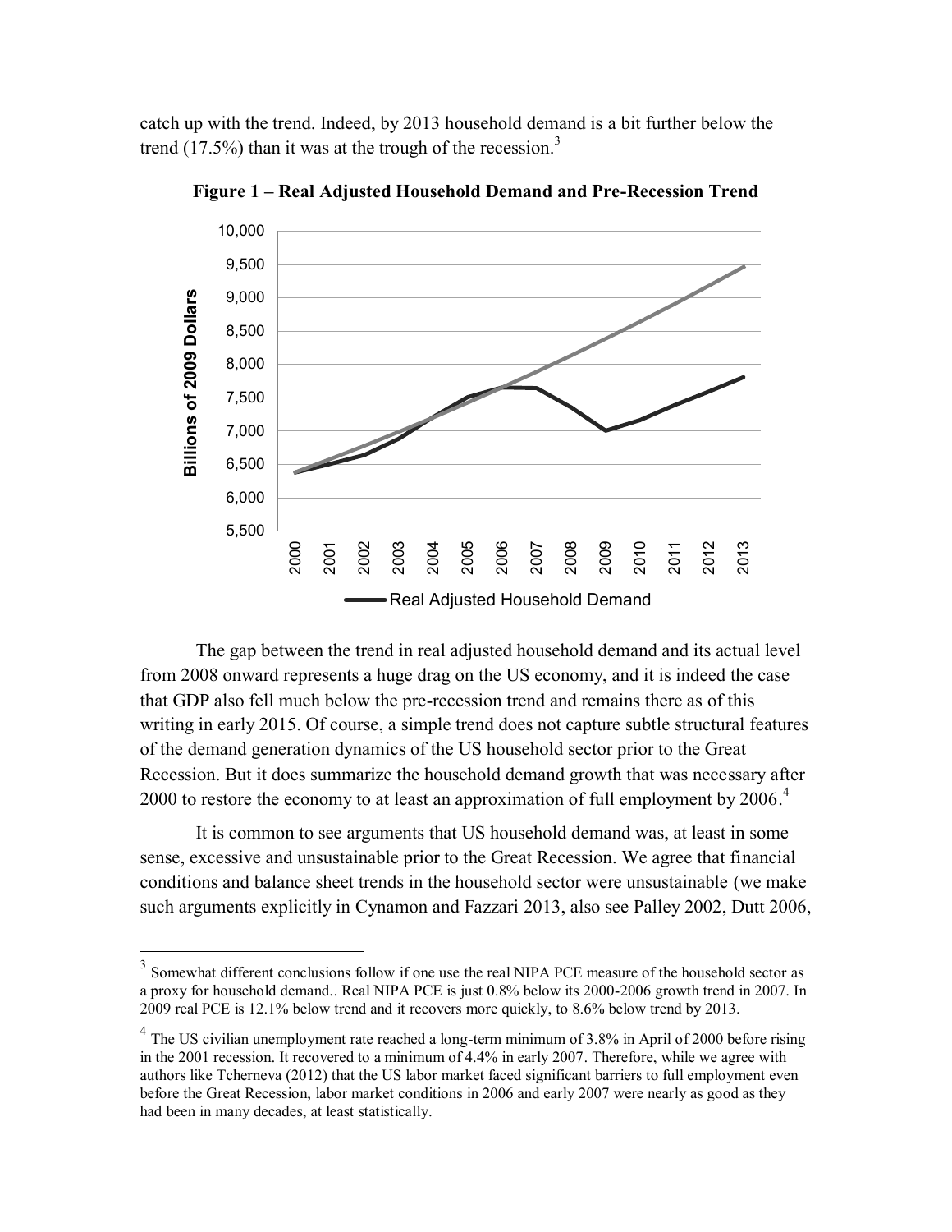catch up with the trend. Indeed, by 2013 household demand is a bit further below the trend (17.5%) than it was at the trough of the recession.[3]

**Figure 1 – Real Adjusted Household Demand and Pre-Recession Trend**

The gap between the trend in real adjusted household demand and its actual level from 2008 onward represents a huge drag on the US economy, and it is indeed the case that GDP also fell much below the pre-recession trend and remains there as of this writing in early 2015. Of course, a simple trend does not capture subtle structural features of the demand generation dynamics of the US household sector prior to the Great Recession. But it does summarize the household demand growth that was necessary after 2000 to restore the economy to at least an approximation of full employment by 2006.[4]

It is common to see arguments that US household demand was, at least in some sense, excessive and unsustainable prior to the Great Recession. We agree that financial conditions and balance sheet trends in the household sector were unsustainable (we make such arguments explicitly in Cynamon and Fazzari 2013, also see Palley 2002, Dutt 2006,

---

[3] Somewhat different conclusions follow if one use the real NIPA PCE measure of the household sector as a proxy for household demand.. Real NIPA PCE is just 0.8% below its 2000-2006 growth trend in 2007. In 2009 real PCE is 12.1% below trend and it recovers more quickly, to 8.6% below trend by 2013.

[4] The US civilian unemployment rate reached a long-term minimum of 3.8% in April of 2000 before rising in the 2001 recession. It recovered to a minimum of 4.4% in early 2007. Therefore, while we agree with authors like Tcherneva (2012) that the US labor market faced significant barriers to full employment even before the Great Recession, labor market conditions in 2006 and early 2007 were nearly as good as they had been in many decades, at least statistically.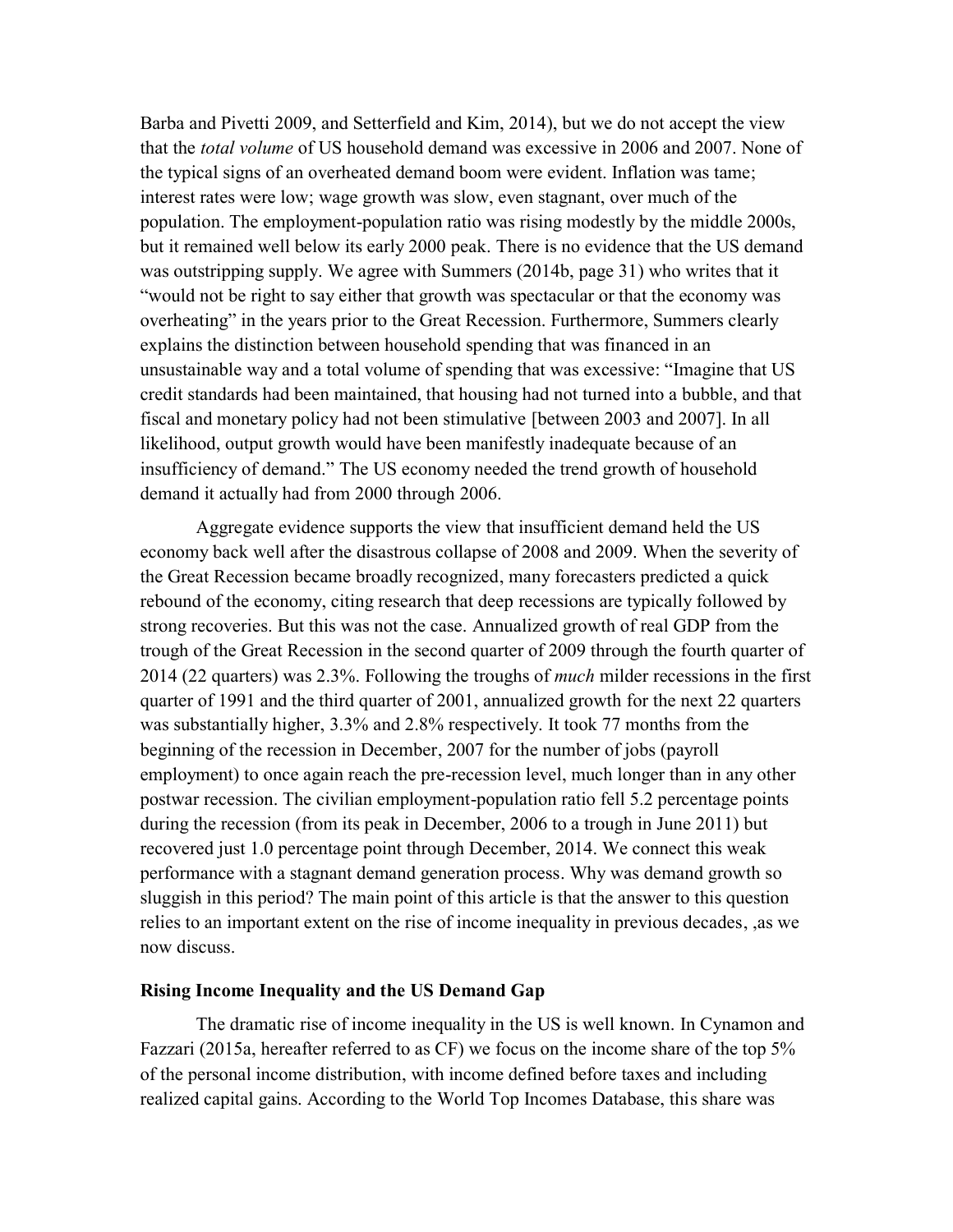Barba and Pivetti 2009, and Setterfield and Kim, 2014), but we do not accept the view that the *total volume* of US household demand was excessive in 2006 and 2007. None of the typical signs of an overheated demand boom were evident. Inflation was tame; interest rates were low; wage growth was slow, even stagnant, over much of the population. The employment-population ratio was rising modestly by the middle 2000s, but it remained well below its early 2000 peak. There is no evidence that the US demand was outstripping supply. We agree with Summers (2014b, page 31) who writes that it "would not be right to say either that growth was spectacular or that the economy was overheating" in the years prior to the Great Recession. Furthermore, Summers clearly explains the distinction between household spending that was financed in an unsustainable way and a total volume of spending that was excessive: "Imagine that US credit standards had been maintained, that housing had not turned into a bubble, and that fiscal and monetary policy had not been stimulative [between 2003 and 2007]. In all likelihood, output growth would have been manifestly inadequate because of an insufficiency of demand." The US economy needed the trend growth of household demand it actually had from 2000 through 2006.

Aggregate evidence supports the view that insufficient demand held the US economy back well after the disastrous collapse of 2008 and 2009. When the severity of the Great Recession became broadly recognized, many forecasters predicted a quick rebound of the economy, citing research that deep recessions are typically followed by strong recoveries. But this was not the case. Annualized growth of real GDP from the trough of the Great Recession in the second quarter of 2009 through the fourth quarter of 2014 (22 quarters) was 2.3%. Following the troughs of *much* milder recessions in the first quarter of 1991 and the third quarter of 2001, annualized growth for the next 22 quarters was substantially higher, 3.3% and 2.8% respectively. It took 77 months from the beginning of the recession in December, 2007 for the number of jobs (payroll employment) to once again reach the pre-recession level, much longer than in any other postwar recession. The civilian employment-population ratio fell 5.2 percentage points during the recession (from its peak in December, 2006 to a trough in June 2011) but recovered just 1.0 percentage point through December, 2014. We connect this weak performance with a stagnant demand generation process. Why was demand growth so sluggish in this period? The main point of this article is that the answer to this question relies to an important extent on the rise of income inequality in previous decades, ,as we now discuss.

### Rising Income Inequality and the US Demand Gap

The dramatic rise of income inequality in the US is well known. In Cynamon and Fazzari (2015a, hereafter referred to as CF) we focus on the income share of the top 5% of the personal income distribution, with income defined before taxes and including realized capital gains. According to the World Top Incomes Database, this share was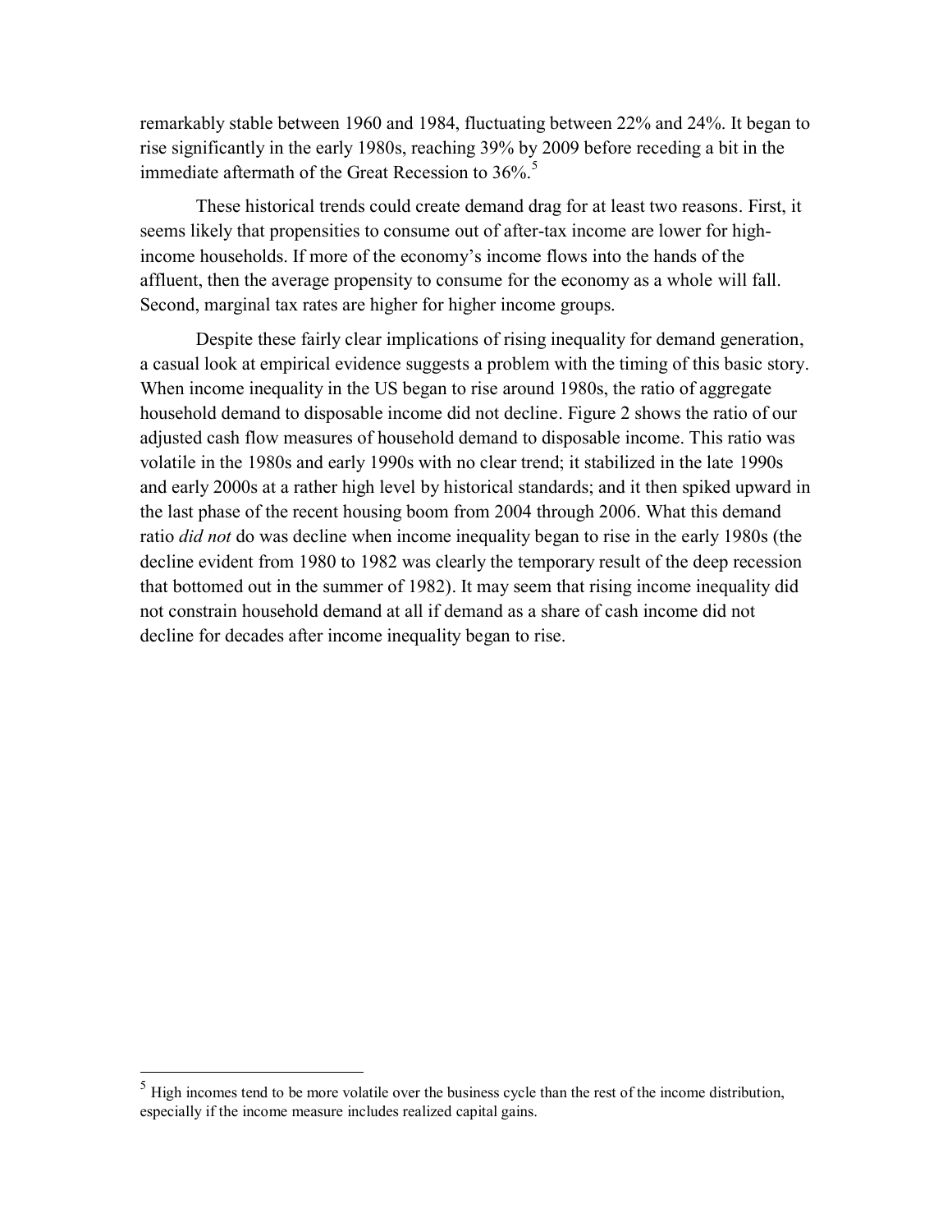remarkably stable between 1960 and 1984, fluctuating between 22% and 24%. It began to rise significantly in the early 1980s, reaching 39% by 2009 before receding a bit in the immediate aftermath of the Great Recession to 36%.[5]

These historical trends could create demand drag for at least two reasons. First, it seems likely that propensities to consume out of after-tax income are lower for high-income households. If more of the economy's income flows into the hands of the affluent, then the average propensity to consume for the economy as a whole will fall. Second, marginal tax rates are higher for higher income groups.

Despite these fairly clear implications of rising inequality for demand generation, a casual look at empirical evidence suggests a problem with the timing of this basic story. When income inequality in the US began to rise around 1980s, the ratio of aggregate household demand to disposable income did not decline. Figure 2 shows the ratio of our adjusted cash flow measures of household demand to disposable income. This ratio was volatile in the 1980s and early 1990s with no clear trend; it stabilized in the late 1990s and early 2000s at a rather high level by historical standards; and it then spiked upward in the last phase of the recent housing boom from 2004 through 2006. What this demand ratio *did not* do was decline when income inequality began to rise in the early 1980s (the decline evident from 1980 to 1982 was clearly the temporary result of the deep recession that bottomed out in the summer of 1982). It may seem that rising income inequality did not constrain household demand at all if demand as a share of cash income did not decline for decades after income inequality began to rise.

[5] High incomes tend to be more volatile over the business cycle than the rest of the income distribution, especially if the income measure includes realized capital gains.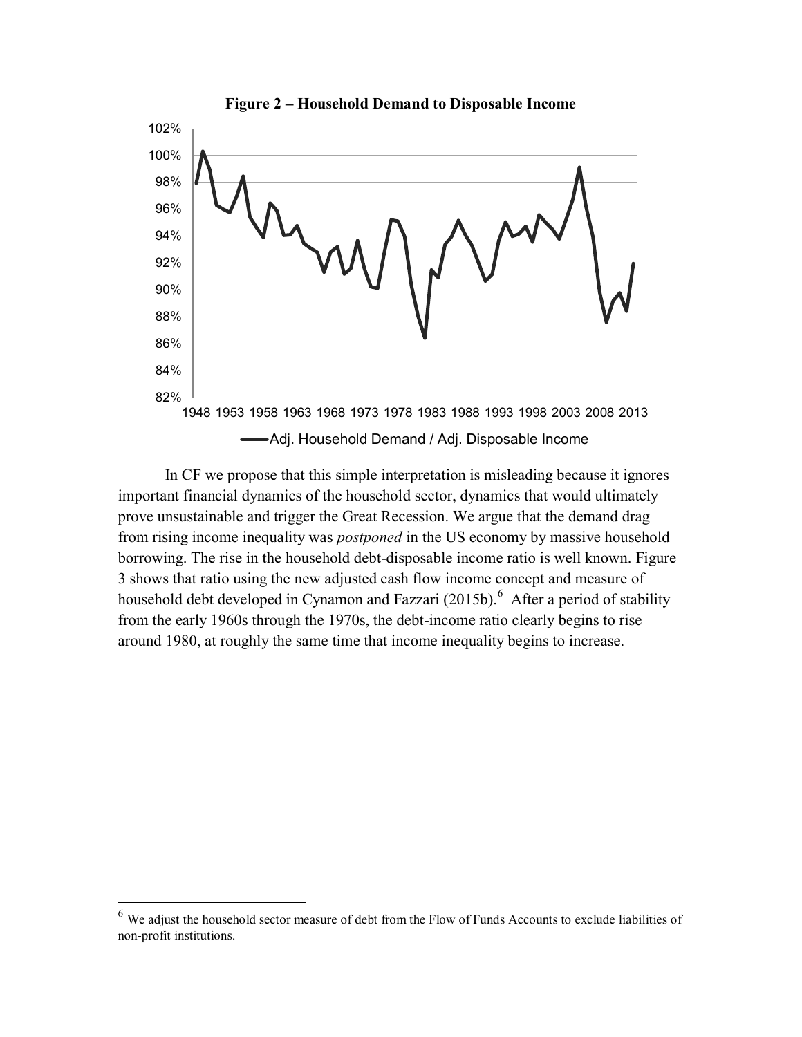**Figure 2 – Household Demand to Disposable Income**

In CF we propose that this simple interpretation is misleading because it ignores important financial dynamics of the household sector, dynamics that would ultimately prove unsustainable and trigger the Great Recession. We argue that the demand drag from rising income inequality was *postponed* in the US economy by massive household borrowing. The rise in the household debt-disposable income ratio is well known. Figure 3 shows that ratio using the new adjusted cash flow income concept and measure of household debt developed in Cynamon and Fazzari (2015b).[6] After a period of stability from the early 1960s through the 1970s, the debt-income ratio clearly begins to rise around 1980, at roughly the same time that income inequality begins to increase.

[6] We adjust the household sector measure of debt from the Flow of Funds Accounts to exclude liabilities of non-profit institutions.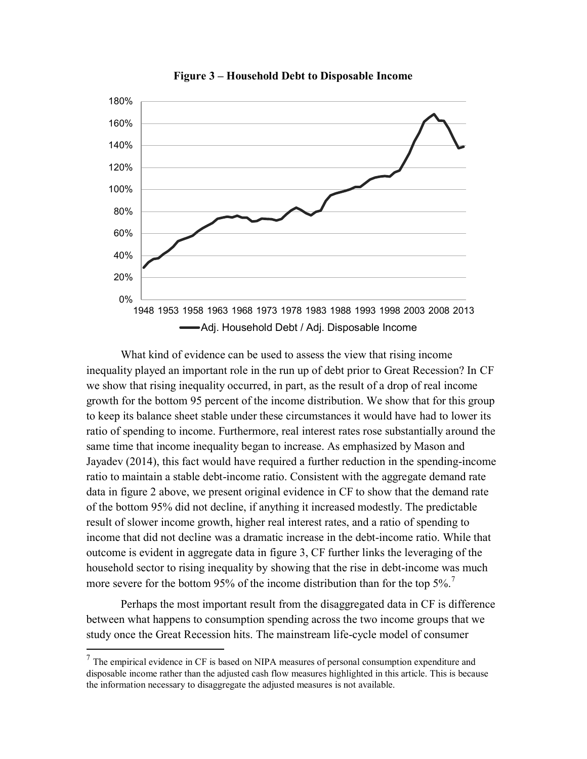**Figure 3 – Household Debt to Disposable Income**

What kind of evidence can be used to assess the view that rising income inequality played an important role in the run up of debt prior to Great Recession? In CF we show that rising inequality occurred, in part, as the result of a drop of real income growth for the bottom 95 percent of the income distribution. We show that for this group to keep its balance sheet stable under these circumstances it would have had to lower its ratio of spending to income. Furthermore, real interest rates rose substantially around the same time that income inequality began to increase. As emphasized by Mason and Jayadev (2014), this fact would have required a further reduction in the spending-income ratio to maintain a stable debt-income ratio. Consistent with the aggregate demand rate data in figure 2 above, we present original evidence in CF to show that the demand rate of the bottom 95% did not decline, if anything it increased modestly. The predictable result of slower income growth, higher real interest rates, and a ratio of spending to income that did not decline was a dramatic increase in the debt-income ratio. While that outcome is evident in aggregate data in figure 3, CF further links the leveraging of the household sector to rising inequality by showing that the rise in debt-income was much more severe for the bottom 95% of the income distribution than for the top 5%.[7]

Perhaps the most important result from the disaggregated data in CF is difference between what happens to consumption spending across the two income groups that we study once the Great Recession hits. The mainstream life-cycle model of consumer

[7] The empirical evidence in CF is based on NIPA measures of personal consumption expenditure and disposable income rather than the adjusted cash flow measures highlighted in this article. This is because the information necessary to disaggregate the adjusted measures is not available.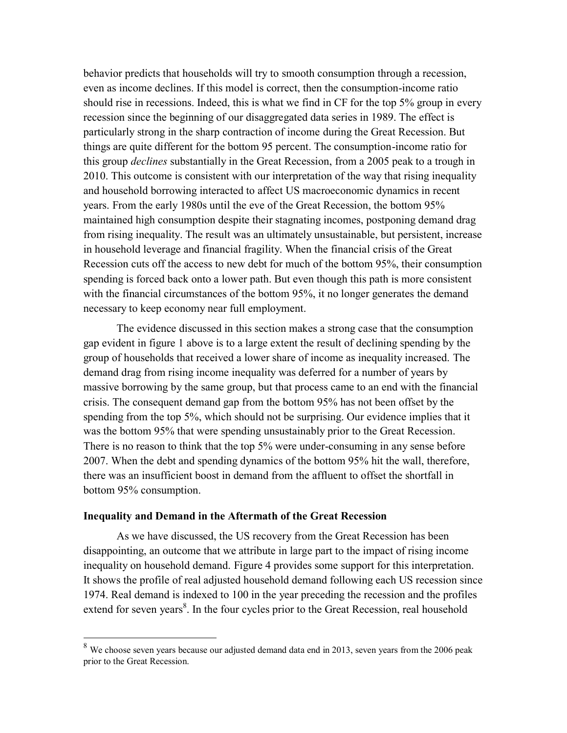behavior predicts that households will try to smooth consumption through a recession, even as income declines. If this model is correct, then the consumption-income ratio should rise in recessions. Indeed, this is what we find in CF for the top 5% group in every recession since the beginning of our disaggregated data series in 1989. The effect is particularly strong in the sharp contraction of income during the Great Recession. But things are quite different for the bottom 95 percent. The consumption-income ratio for this group *declines* substantially in the Great Recession, from a 2005 peak to a trough in 2010. This outcome is consistent with our interpretation of the way that rising inequality and household borrowing interacted to affect US macroeconomic dynamics in recent years. From the early 1980s until the eve of the Great Recession, the bottom 95% maintained high consumption despite their stagnating incomes, postponing demand drag from rising inequality. The result was an ultimately unsustainable, but persistent, increase in household leverage and financial fragility. When the financial crisis of the Great Recession cuts off the access to new debt for much of the bottom 95%, their consumption spending is forced back onto a lower path. But even though this path is more consistent with the financial circumstances of the bottom 95%, it no longer generates the demand necessary to keep economy near full employment.

The evidence discussed in this section makes a strong case that the consumption gap evident in figure 1 above is to a large extent the result of declining spending by the group of households that received a lower share of income as inequality increased. The demand drag from rising income inequality was deferred for a number of years by massive borrowing by the same group, but that process came to an end with the financial crisis. The consequent demand gap from the bottom 95% has not been offset by the spending from the top 5%, which should not be surprising. Our evidence implies that it was the bottom 95% that were spending unsustainably prior to the Great Recession. There is no reason to think that the top 5% were under-consuming in any sense before 2007. When the debt and spending dynamics of the bottom 95% hit the wall, therefore, there was an insufficient boost in demand from the affluent to offset the shortfall in bottom 95% consumption.

### Inequality and Demand in the Aftermath of the Great Recession

As we have discussed, the US recovery from the Great Recession has been disappointing, an outcome that we attribute in large part to the impact of rising income inequality on household demand. Figure 4 provides some support for this interpretation. It shows the profile of real adjusted household demand following each US recession since 1974. Real demand is indexed to 100 in the year preceding the recession and the profiles extend for seven years[8]. In the four cycles prior to the Great Recession, real household

[8] We choose seven years because our adjusted demand data end in 2013, seven years from the 2006 peak prior to the Great Recession.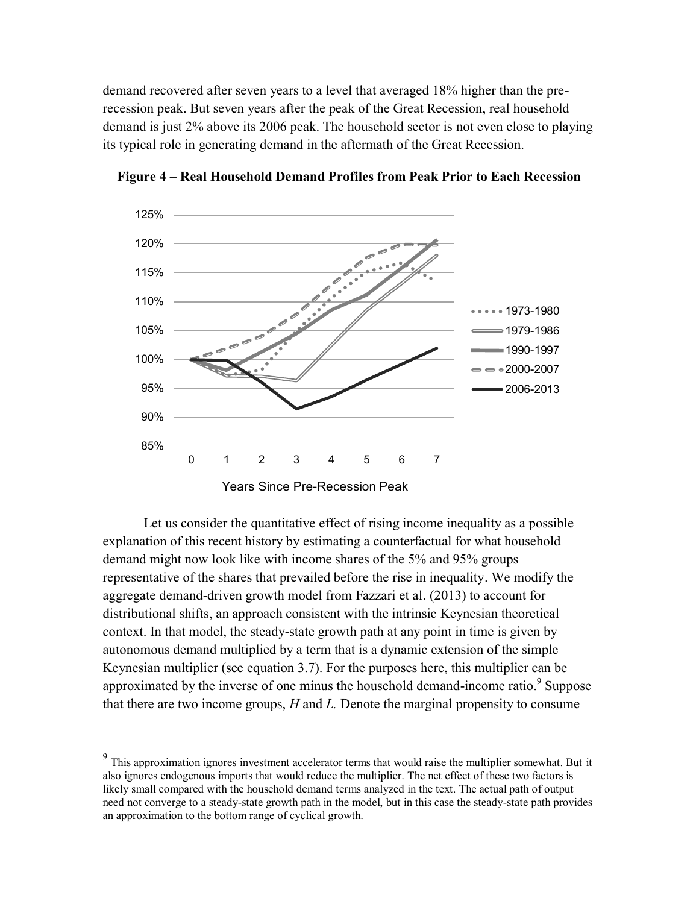demand recovered after seven years to a level that averaged 18% higher than the pre-recession peak. But seven years after the peak of the Great Recession, real household demand is just 2% above its 2006 peak. The household sector is not even close to playing its typical role in generating demand in the aftermath of the Great Recession.

**Figure 4 – Real Household Demand Profiles from Peak Prior to Each Recession**

Let us consider the quantitative effect of rising income inequality as a possible explanation of this recent history by estimating a counterfactual for what household demand might now look like with income shares of the 5% and 95% groups representative of the shares that prevailed before the rise in inequality. We modify the aggregate demand-driven growth model from Fazzari et al. (2013) to account for distributional shifts, an approach consistent with the intrinsic Keynesian theoretical context. In that model, the steady-state growth path at any point in time is given by autonomous demand multiplied by a term that is a dynamic extension of the simple Keynesian multiplier (see equation 3.7). For the purposes here, this multiplier can be approximated by the inverse of one minus the household demand-income ratio.[9] Suppose that there are two income groups, *H* and *L*. Denote the marginal propensity to consume

[9] This approximation ignores investment accelerator terms that would raise the multiplier somewhat. But it also ignores endogenous imports that would reduce the multiplier. The net effect of these two factors is likely small compared with the household demand terms analyzed in the text. The actual path of output need not converge to a steady-state growth path in the model, but in this case the steady-state path provides an approximation to the bottom range of cyclical growth.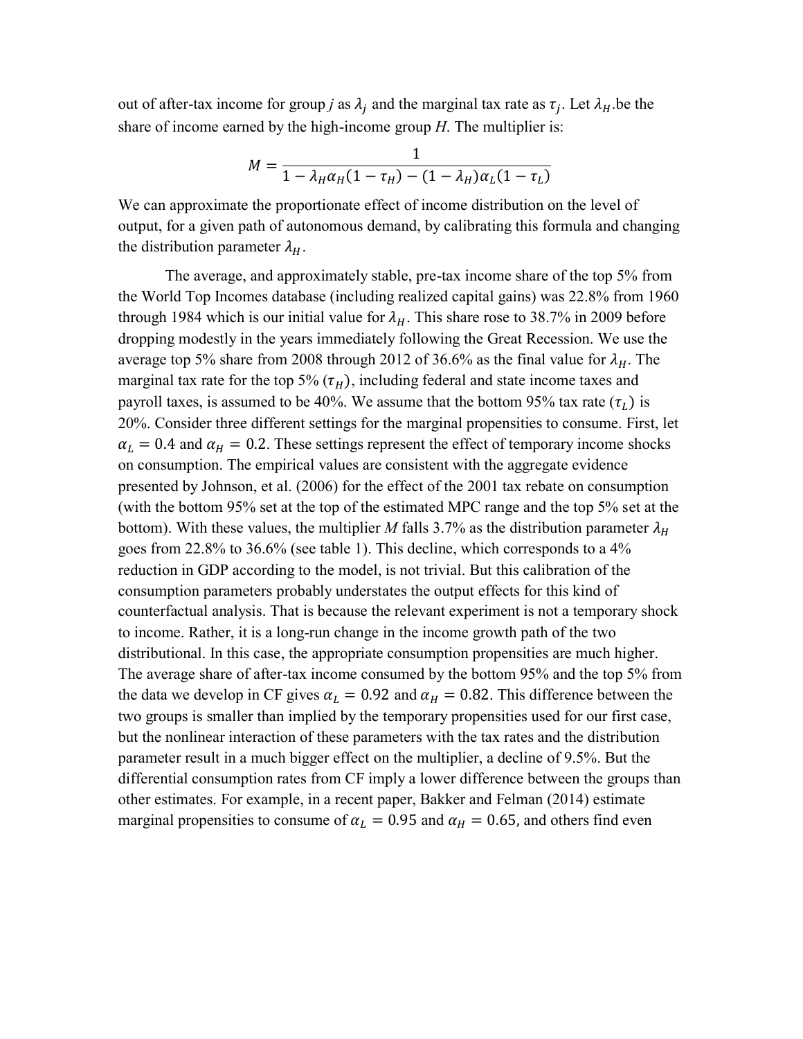out of after-tax income for group *j* as $\lambda_j$ and the marginal tax rate as $\tau_j$. Let $\lambda_H$.be the share of income earned by the high-income group *H*. The multiplier is:

$$M = \frac{1}{1 - \lambda_H \alpha_H (1 - \tau_H) - (1 - \lambda_H) \alpha_L (1 - \tau_L)}$$

We can approximate the proportionate effect of income distribution on the level of output, for a given path of autonomous demand, by calibrating this formula and changing the distribution parameter $\lambda_H$.

The average, and approximately stable, pre-tax income share of the top 5% from the World Top Incomes database (including realized capital gains) was 22.8% from 1960 through 1984 which is our initial value for $\lambda_H$. This share rose to 38.7% in 2009 before dropping modestly in the years immediately following the Great Recession. We use the average top 5% share from 2008 through 2012 of 36.6% as the final value for $\lambda_H$. The marginal tax rate for the top 5% ($\tau_H$), including federal and state income taxes and payroll taxes, is assumed to be 40%. We assume that the bottom 95% tax rate ($\tau_L$) is 20%. Consider three different settings for the marginal propensities to consume. First, let $\alpha_L = 0.4$ and $\alpha_H = 0.2$. These settings represent the effect of temporary income shocks on consumption. The empirical values are consistent with the aggregate evidence presented by Johnson, et al. (2006) for the effect of the 2001 tax rebate on consumption (with the bottom 95% set at the top of the estimated MPC range and the top 5% set at the bottom). With these values, the multiplier *M* falls 3.7% as the distribution parameter $\lambda_H$ goes from 22.8% to 36.6% (see table 1). This decline, which corresponds to a 4% reduction in GDP according to the model, is not trivial. But this calibration of the consumption parameters probably understates the output effects for this kind of counterfactual analysis. That is because the relevant experiment is not a temporary shock to income. Rather, it is a long-run change in the income growth path of the two distributional. In this case, the appropriate consumption propensities are much higher. The average share of after-tax income consumed by the bottom 95% and the top 5% from the data we develop in CF gives $\alpha_L = 0.92$ and $\alpha_H = 0.82$. This difference between the two groups is smaller than implied by the temporary propensities used for our first case, but the nonlinear interaction of these parameters with the tax rates and the distribution parameter result in a much bigger effect on the multiplier, a decline of 9.5%. But the differential consumption rates from CF imply a lower difference between the groups than other estimates. For example, in a recent paper, Bakker and Felman (2014) estimate marginal propensities to consume of $\alpha_L = 0.95$ and $\alpha_H = 0.65$, and others find even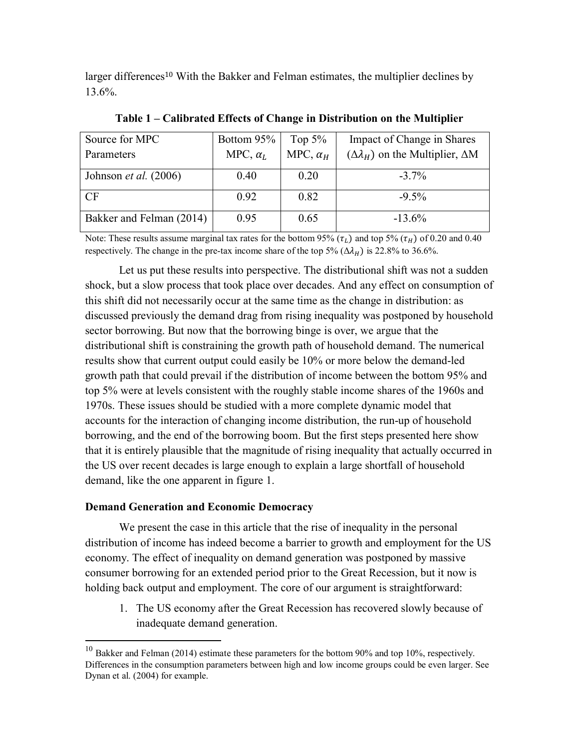larger differences[10] With the Bakker and Felman estimates, the multiplier declines by 13.6%.

**Table 1 – Calibrated Effects of Change in Distribution on the Multiplier**

| Source for MPC Parameters | Bottom 95% MPC, $\alpha_L$ | Top 5% MPC, $\alpha_H$ | Impact of Change in Shares ($\Delta\lambda_H$) on the Multiplier, $\Delta$M |
|---|---|---|---|
| Johnson *et al.* (2006) | 0.40 | 0.20 | -3.7% |
| CF | 0.92 | 0.82 | -9.5% |
| Bakker and Felman (2014) | 0.95 | 0.65 | -13.6% |

Note: These results assume marginal tax rates for the bottom 95% ($\tau_L$) and top 5% ($\tau_H$) of 0.20 and 0.40 respectively. The change in the pre-tax income share of the top 5% ($\Delta\lambda_H$) is 22.8% to 36.6%.

Let us put these results into perspective. The distributional shift was not a sudden shock, but a slow process that took place over decades. And any effect on consumption of this shift did not necessarily occur at the same time as the change in distribution: as discussed previously the demand drag from rising inequality was postponed by household sector borrowing. But now that the borrowing binge is over, we argue that the distributional shift is constraining the growth path of household demand. The numerical results show that current output could easily be 10% or more below the demand-led growth path that could prevail if the distribution of income between the bottom 95% and top 5% were at levels consistent with the roughly stable income shares of the 1960s and 1970s. These issues should be studied with a more complete dynamic model that accounts for the interaction of changing income distribution, the run-up of household borrowing, and the end of the borrowing boom. But the first steps presented here show that it is entirely plausible that the magnitude of rising inequality that actually occurred in the US over recent decades is large enough to explain a large shortfall of household demand, like the one apparent in figure 1.

### Demand Generation and Economic Democracy

We present the case in this article that the rise of inequality in the personal distribution of income has indeed become a barrier to growth and employment for the US economy. The effect of inequality on demand generation was postponed by massive consumer borrowing for an extended period prior to the Great Recession, but it now is holding back output and employment. The core of our argument is straightforward:

1. The US economy after the Great Recession has recovered slowly because of inadequate demand generation.

[10] Bakker and Felman (2014) estimate these parameters for the bottom 90% and top 10%, respectively. Differences in the consumption parameters between high and low income groups could be even larger. See Dynan et al. (2004) for example.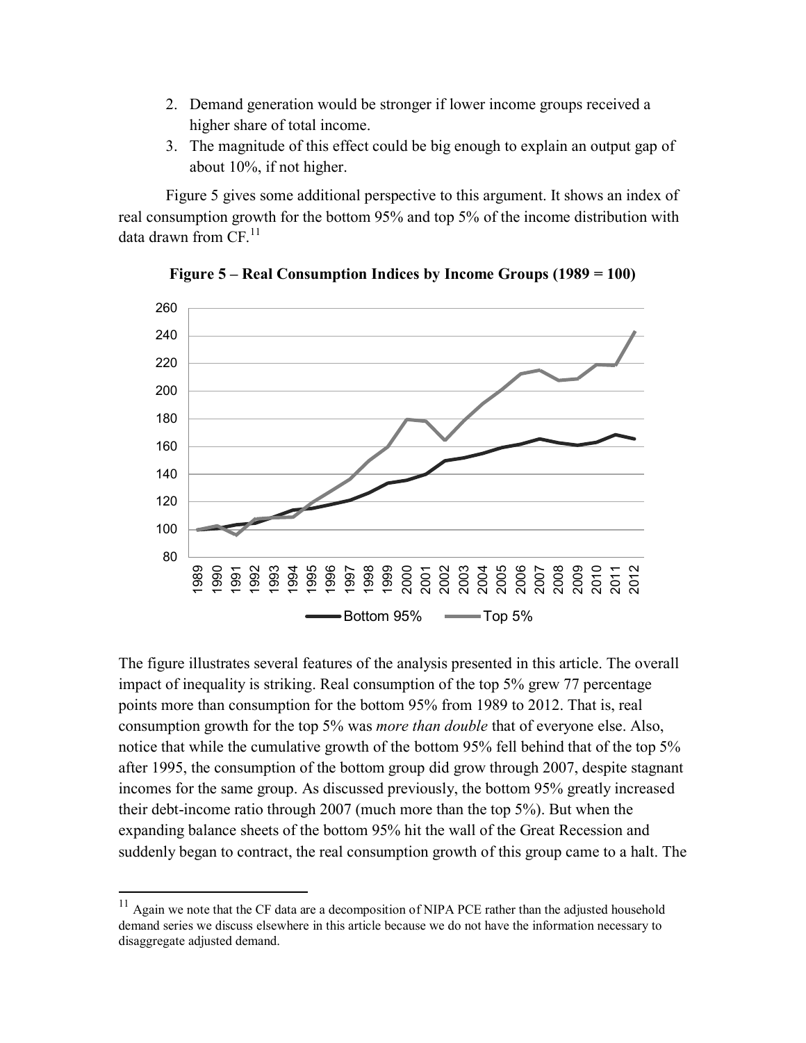2. Demand generation would be stronger if lower income groups received a higher share of total income.
3. The magnitude of this effect could be big enough to explain an output gap of about 10%, if not higher.

Figure 5 gives some additional perspective to this argument. It shows an index of real consumption growth for the bottom 95% and top 5% of the income distribution with data drawn from CF.[11]

**Figure 5 – Real Consumption Indices by Income Groups (1989 = 100)**

The figure illustrates several features of the analysis presented in this article. The overall impact of inequality is striking. Real consumption of the top 5% grew 77 percentage points more than consumption for the bottom 95% from 1989 to 2012. That is, real consumption growth for the top 5% was *more than double* that of everyone else. Also, notice that while the cumulative growth of the bottom 95% fell behind that of the top 5% after 1995, the consumption of the bottom group did grow through 2007, despite stagnant incomes for the same group. As discussed previously, the bottom 95% greatly increased their debt-income ratio through 2007 (much more than the top 5%). But when the expanding balance sheets of the bottom 95% hit the wall of the Great Recession and suddenly began to contract, the real consumption growth of this group came to a halt. The

[11] Again we note that the CF data are a decomposition of NIPA PCE rather than the adjusted household demand series we discuss elsewhere in this article because we do not have the information necessary to disaggregate adjusted demand.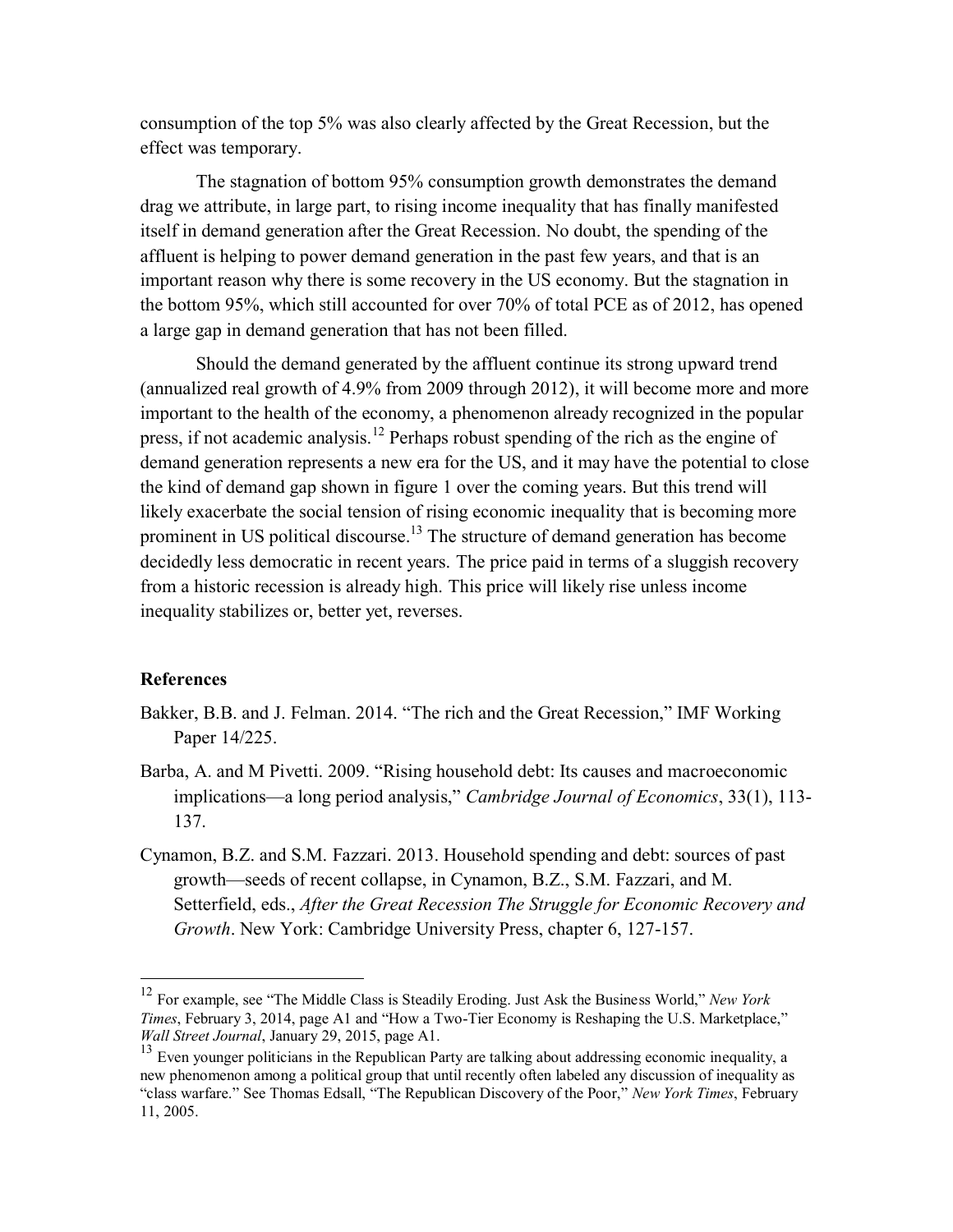consumption of the top 5% was also clearly affected by the Great Recession, but the effect was temporary.

The stagnation of bottom 95% consumption growth demonstrates the demand drag we attribute, in large part, to rising income inequality that has finally manifested itself in demand generation after the Great Recession. No doubt, the spending of the affluent is helping to power demand generation in the past few years, and that is an important reason why there is some recovery in the US economy. But the stagnation in the bottom 95%, which still accounted for over 70% of total PCE as of 2012, has opened a large gap in demand generation that has not been filled.

Should the demand generated by the affluent continue its strong upward trend (annualized real growth of 4.9% from 2009 through 2012), it will become more and more important to the health of the economy, a phenomenon already recognized in the popular press, if not academic analysis.[12] Perhaps robust spending of the rich as the engine of demand generation represents a new era for the US, and it may have the potential to close the kind of demand gap shown in figure 1 over the coming years. But this trend will likely exacerbate the social tension of rising economic inequality that is becoming more prominent in US political discourse.[13] The structure of demand generation has become decidedly less democratic in recent years. The price paid in terms of a sluggish recovery from a historic recession is already high. This price will likely rise unless income inequality stabilizes or, better yet, reverses.

## References

Bakker, B.B. and J. Felman. 2014. "The rich and the Great Recession," IMF Working Paper 14/225.

Barba, A. and M Pivetti. 2009. "Rising household debt: Its causes and macroeconomic implications—a long period analysis," *Cambridge Journal of Economics*, 33(1), 113-137.

Cynamon, B.Z. and S.M. Fazzari. 2013. Household spending and debt: sources of past growth—seeds of recent collapse, in Cynamon, B.Z., S.M. Fazzari, and M. Setterfield, eds., *After the Great Recession The Struggle for Economic Recovery and Growth*. New York: Cambridge University Press, chapter 6, 127-157.

---

[12] For example, see "The Middle Class is Steadily Eroding. Just Ask the Business World," *New York Times*, February 3, 2014, page A1 and "How a Two-Tier Economy is Reshaping the U.S. Marketplace," *Wall Street Journal*, January 29, 2015, page A1.

[13] Even younger politicians in the Republican Party are talking about addressing economic inequality, a new phenomenon among a political group that until recently often labeled any discussion of inequality as "class warfare." See Thomas Edsall, "The Republican Discovery of the Poor," *New York Times*, February 11, 2005.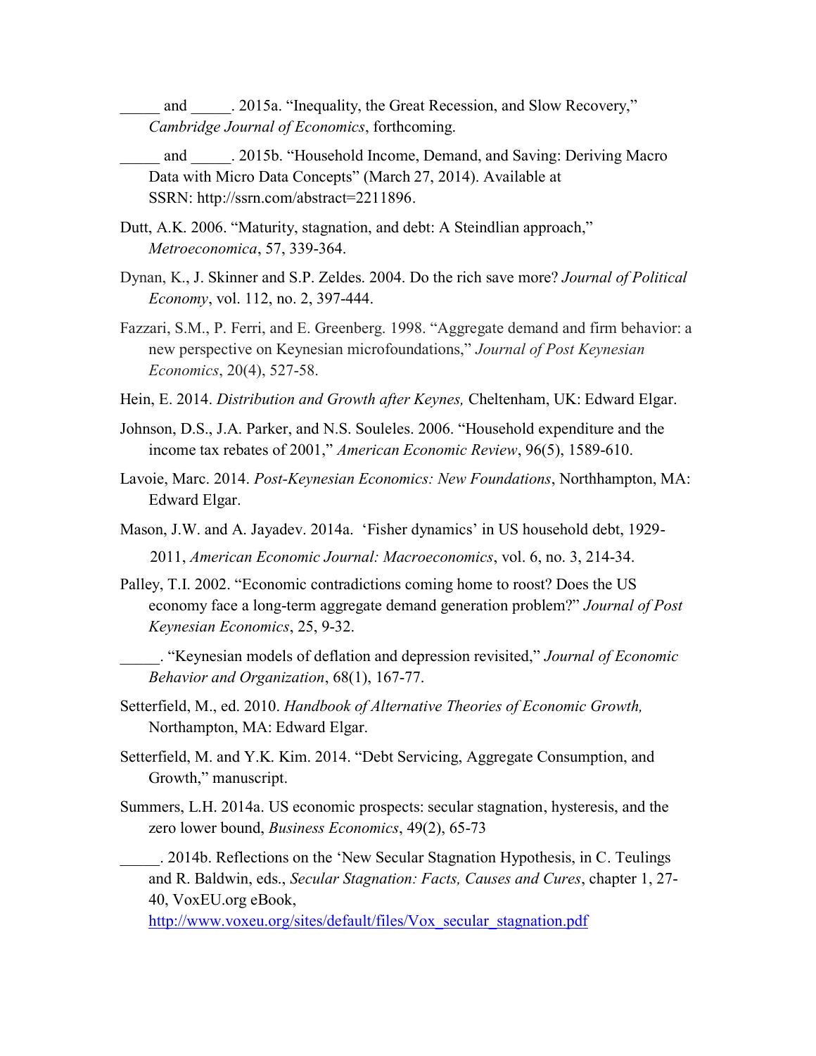_____ and _____. 2015a. "Inequality, the Great Recession, and Slow Recovery," *Cambridge Journal of Economics*, forthcoming.

_____ and _____. 2015b. "Household Income, Demand, and Saving: Deriving Macro Data with Micro Data Concepts" (March 27, 2014). Available at SSRN: http://ssrn.com/abstract=2211896.

Dutt, A.K. 2006. "Maturity, stagnation, and debt: A Steindlian approach," *Metroeconomica*, 57, 339-364.

Dynan, K., J. Skinner and S.P. Zeldes. 2004. Do the rich save more? *Journal of Political Economy*, vol. 112, no. 2, 397-444.

Fazzari, S.M., P. Ferri, and E. Greenberg. 1998. "Aggregate demand and firm behavior: a new perspective on Keynesian microfoundations," *Journal of Post Keynesian Economics*, 20(4), 527-58.

Hein, E. 2014. *Distribution and Growth after Keynes,* Cheltenham, UK: Edward Elgar.

Johnson, D.S., J.A. Parker, and N.S. Souleles. 2006. "Household expenditure and the income tax rebates of 2001," *American Economic Review*, 96(5), 1589-610.

Lavoie, Marc. 2014. *Post-Keynesian Economics: New Foundations*, Northhampton, MA: Edward Elgar.

Mason, J.W. and A. Jayadev. 2014a. 'Fisher dynamics' in US household debt, 1929-2011, *American Economic Journal: Macroeconomics*, vol. 6, no. 3, 214-34.

Palley, T.I. 2002. "Economic contradictions coming home to roost? Does the US economy face a long-term aggregate demand generation problem?" *Journal of Post Keynesian Economics*, 25, 9-32.

_____. "Keynesian models of deflation and depression revisited," *Journal of Economic Behavior and Organization*, 68(1), 167-77.

Setterfield, M., ed. 2010. *Handbook of Alternative Theories of Economic Growth,* Northampton, MA: Edward Elgar.

Setterfield, M. and Y.K. Kim. 2014. "Debt Servicing, Aggregate Consumption, and Growth," manuscript.

Summers, L.H. 2014a. US economic prospects: secular stagnation, hysteresis, and the zero lower bound, *Business Economics*, 49(2), 65-73

_____. 2014b. Reflections on the 'New Secular Stagnation Hypothesis, in C. Teulings and R. Baldwin, eds., *Secular Stagnation: Facts, Causes and Cures*, chapter 1, 27-40, VoxEU.org eBook, http://www.voxeu.org/sites/default/files/Vox_secular_stagnation.pdf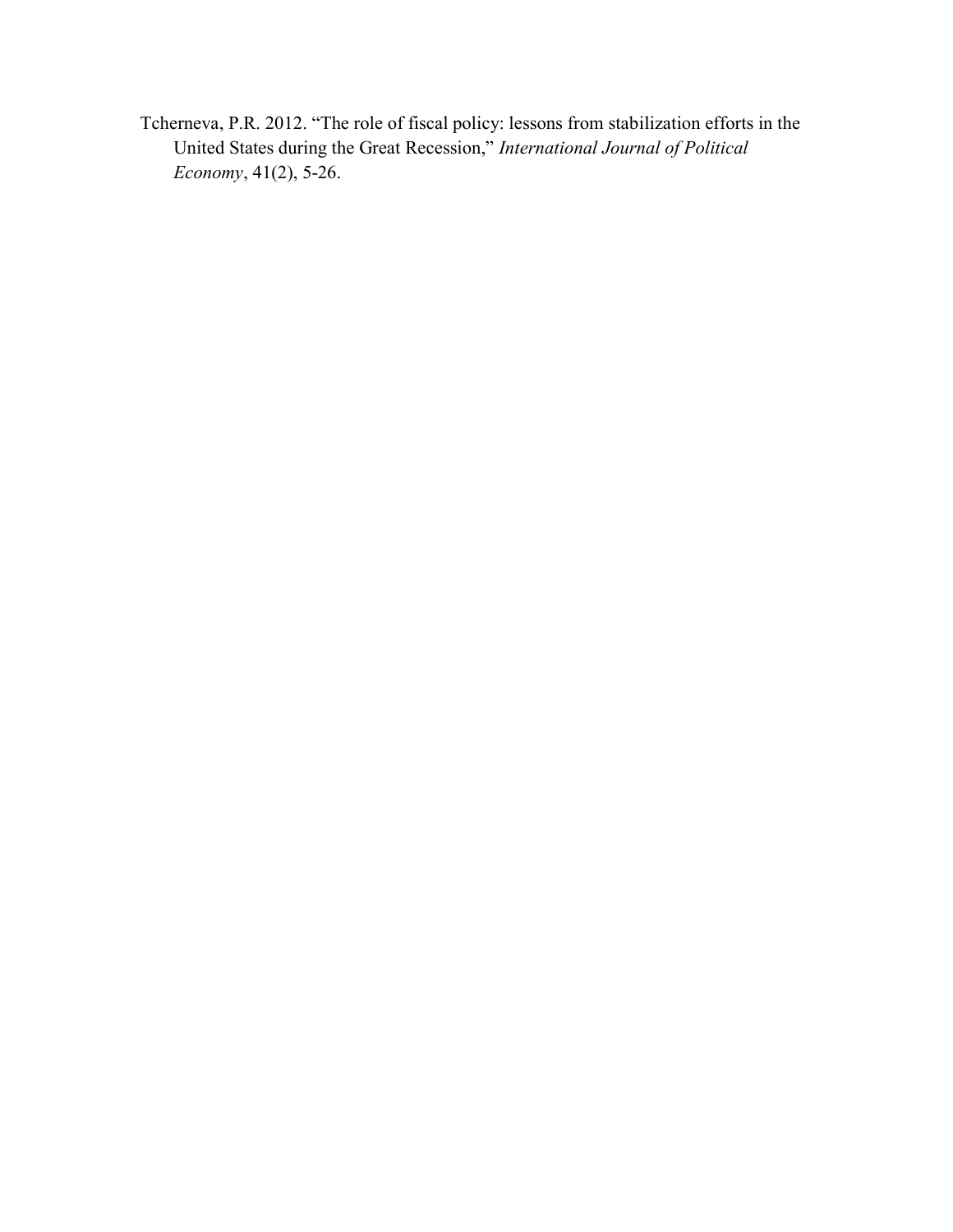Tcherneva, P.R. 2012. "The role of fiscal policy: lessons from stabilization efforts in the United States during the Great Recession," *International Journal of Political Economy*, 41(2), 5-26.